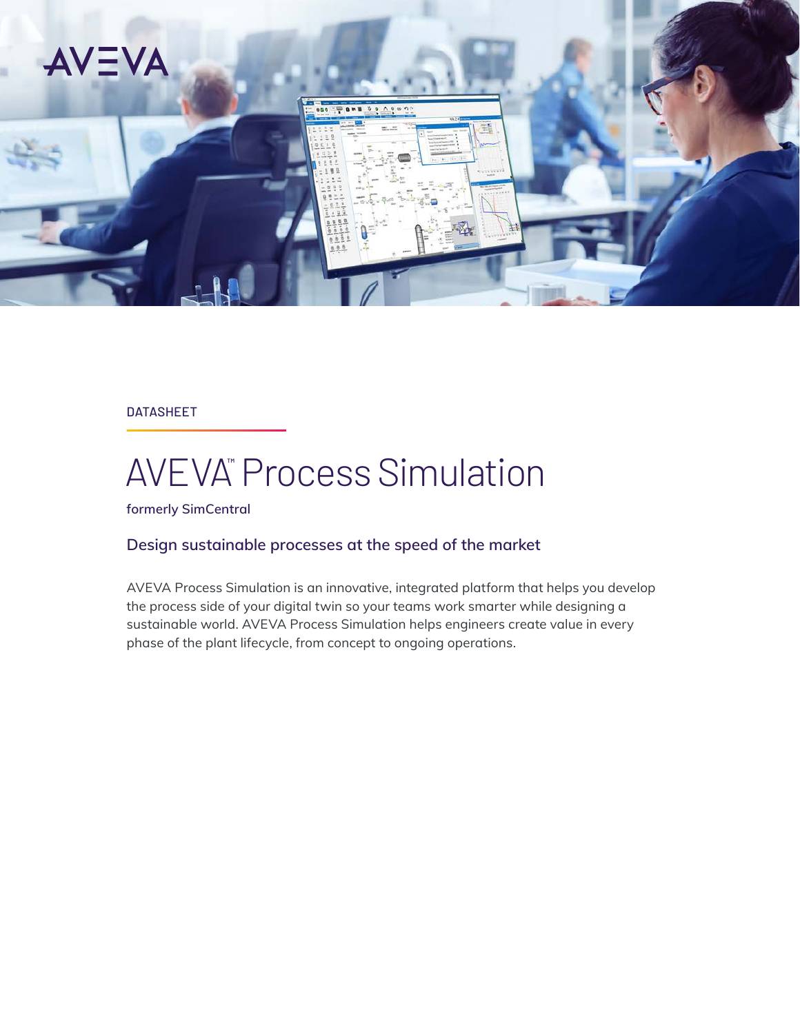DATASHEET

# AVEVA™ Process Simulation

**formerly SimCentral**

## Design sustainable processes at the speed of the market

AVEVA Process Simulation is an innovative, integrated platform that helps you develop the process side of your digital twin so your teams work smarter while designing a sustainable world. AVEVA Process Simulation helps engineers create value in every phase of the plant lifecycle, from concept to ongoing operations.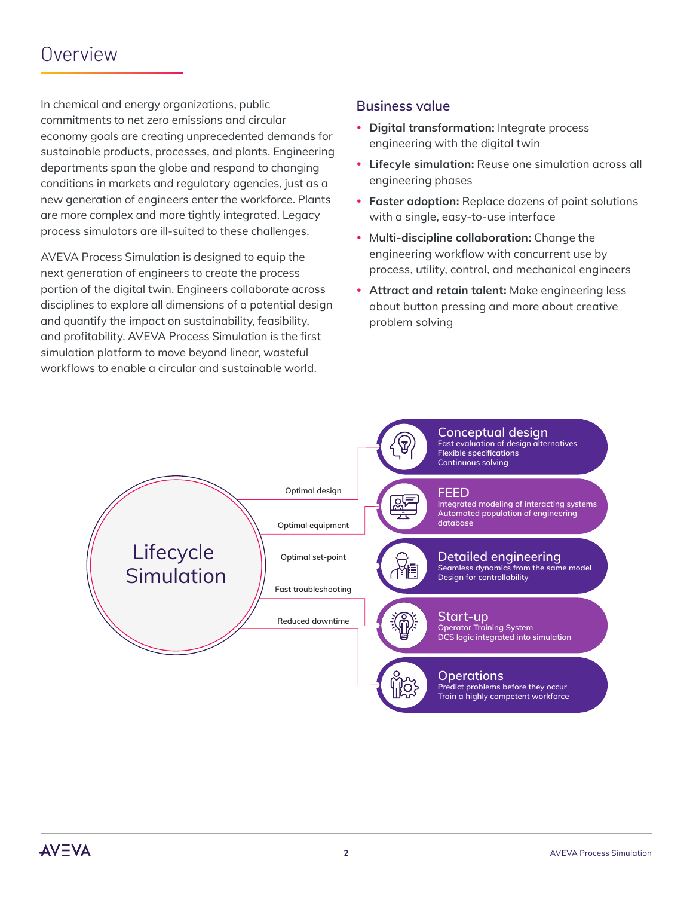# Overview

In chemical and energy organizations, public commitments to net zero emissions and circular economy goals are creating unprecedented demands for sustainable products, processes, and plants. Engineering departments span the globe and respond to changing conditions in markets and regulatory agencies, just as a new generation of engineers enter the workforce. Plants are more complex and more tightly integrated. Legacy process simulators are ill-suited to these challenges.

AVEVA Process Simulation is designed to equip the next generation of engineers to create the process portion of the digital twin. Engineers collaborate across disciplines to explore all dimensions of a potential design and quantify the impact on sustainability, feasibility, and profitability. AVEVA Process Simulation is the first simulation platform to move beyond linear, wasteful workflows to enable a circular and sustainable world.

## Business value

- **Digital transformation:** Integrate process engineering with the digital twin
- **Lifecycle simulation:** Reuse one simulation across all engineering phases
- **Faster adoption:** Replace dozens of point solutions with a single, easy-to-use interface
- **Multi-discipline collaboration:** Change the engineering workflow with concurrent use by process, utility, control, and mechanical engineers
- **Attract and retain talent:** Make engineering less about button pressing and more about creative problem solving

Lifecycle Simulation

Optimal design

Optimal equipment

Optimal set-point

Fast troubleshooting

Reduced downtime

Conceptual design
Fast evaluation of design alternatives
Flexible specifications
Continuous solving

FEED
Integrated modeling of interacting systems
Automated population of engineering database

Detailed engineering
Seamless dynamics from the same model
Design for controllability

Start-up
Operator Training System
DCS logic integrated into simulation

Operations
Predict problems before they occur
Train a highly competent workforce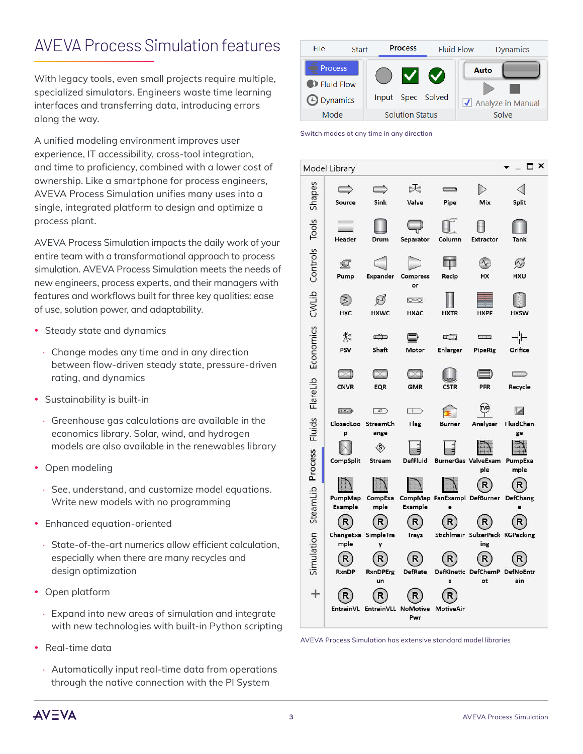# AVEVA Process Simulation features

With legacy tools, even small projects require multiple, specialized simulators. Engineers waste time learning interfaces and transferring data, introducing errors along the way.

A unified modeling environment improves user experience, IT accessibility, cross-tool integration, and time to proficiency, combined with a lower cost of ownership. Like a smartphone for process engineers, AVEVA Process Simulation unifies many uses into a single, integrated platform to design and optimize a process plant.

AVEVA Process Simulation impacts the daily work of your entire team with a transformational approach to process simulation. AVEVA Process Simulation meets the needs of new engineers, process experts, and their managers with features and workflows built for three key qualities: ease of use, solution power, and adaptability.

- Steady state and dynamics
  - Change modes any time and in any direction between flow-driven steady state, pressure-driven rating, and dynamics
- Sustainability is built-in
  - Greenhouse gas calculations are available in the economics library. Solar, wind, and hydrogen models are also available in the renewables library
- Open modeling
  - See, understand, and customize model equations. Write new models with no programming
- Enhanced equation-oriented
  - State-of-the-art numerics allow efficient calculation, especially when there are many recycles and design optimization
- Open platform
  - Expand into new areas of simulation and integrate with new technologies with built-in Python scripting
- Real-time data
  - Automatically input real-time data from operations through the native connection with the PI System

Switch modes at any time in any direction

AVEVA Process Simulation has extensive standard model libraries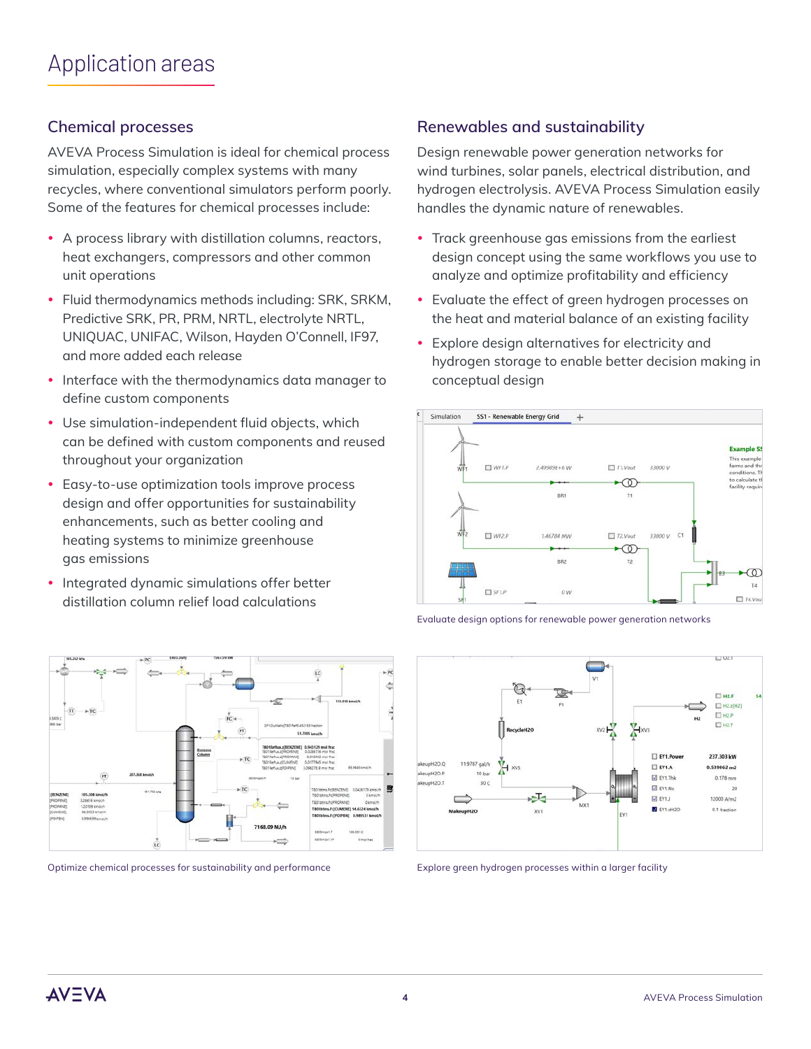# Application areas

## Chemical processes

AVEVA Process Simulation is ideal for chemical process simulation, especially complex systems with many recycles, where conventional simulators perform poorly. Some of the features for chemical processes include:

- A process library with distillation columns, reactors, heat exchangers, compressors and other common unit operations
- Fluid thermodynamics methods including: SRK, SRKM, Predictive SRK, PR, PRM, NRTL, electrolyte NRTL, UNIQUAC, UNIFAC, Wilson, Hayden O'Connell, IF97, and more added each release
- Interface with the thermodynamics data manager to define custom components
- Use simulation-independent fluid objects, which can be defined with custom components and reused throughout your organization
- Easy-to-use optimization tools improve process design and offer opportunities for sustainability enhancements, such as better cooling and heating systems to minimize greenhouse gas emissions
- Integrated dynamic simulations offer better distillation column relief load calculations

## Renewables and sustainability

Design renewable power generation networks for wind turbines, solar panels, electrical distribution, and hydrogen electrolysis. AVEVA Process Simulation easily handles the dynamic nature of renewables.

- Track greenhouse gas emissions from the earliest design concept using the same workflows you use to analyze and optimize profitability and efficiency
- Evaluate the effect of green hydrogen processes on the heat and material balance of an existing facility
- Explore design alternatives for electricity and hydrogen storage to enable better decision making in conceptual design

Evaluate design options for renewable power generation networks

Optimize chemical processes for sustainability and performance

Explore green hydrogen processes within a larger facility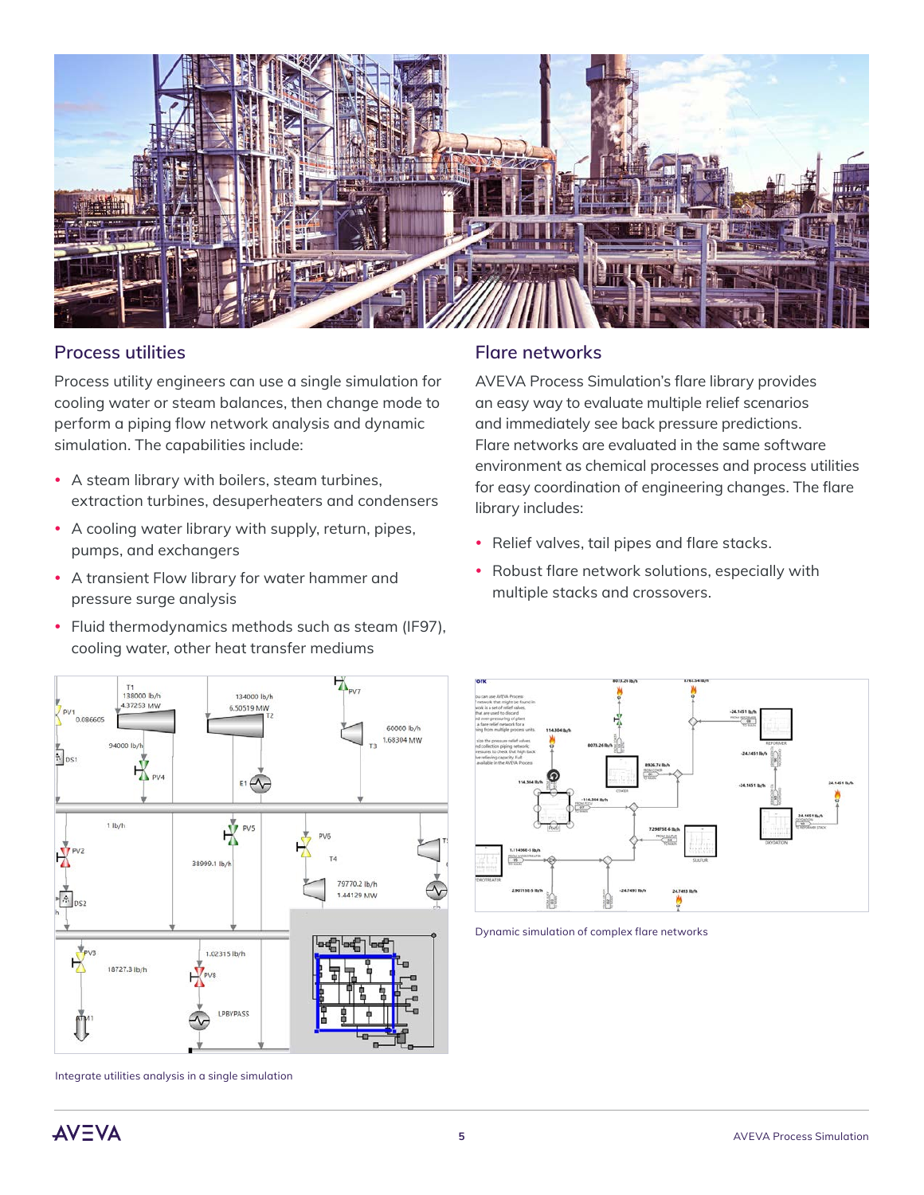## Process utilities

Process utility engineers can use a single simulation for cooling water or steam balances, then change mode to perform a piping flow network analysis and dynamic simulation. The capabilities include:

- A steam library with boilers, steam turbines, extraction turbines, desuperheaters and condensers
- A cooling water library with supply, return, pipes, pumps, and exchangers
- A transient Flow library for water hammer and pressure surge analysis
- Fluid thermodynamics methods such as steam (IF97), cooling water, other heat transfer mediums

Integrate utilities analysis in a single simulation

## Flare networks

AVEVA Process Simulation's flare library provides an easy way to evaluate multiple relief scenarios and immediately see back pressure predictions. Flare networks are evaluated in the same software environment as chemical processes and process utilities for easy coordination of engineering changes. The flare library includes:

- Relief valves, tail pipes and flare stacks.
- Robust flare network solutions, especially with multiple stacks and crossovers.

Dynamic simulation of complex flare networks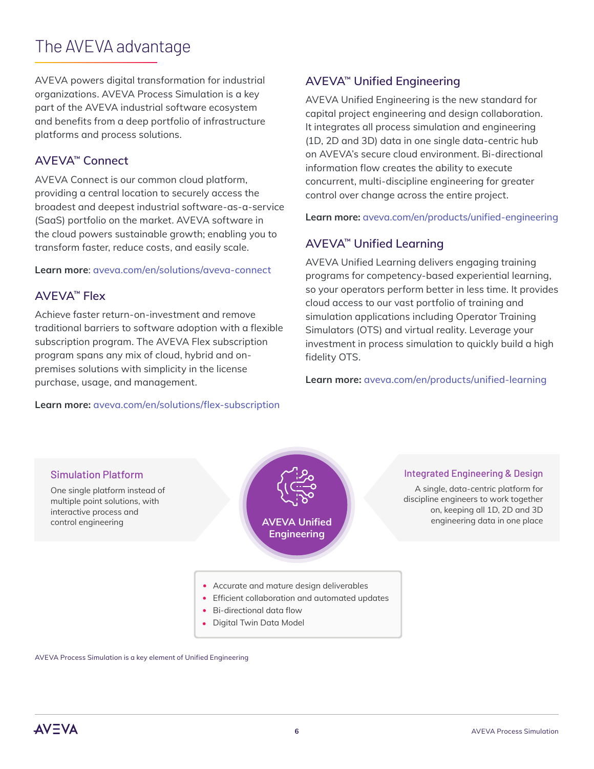# The AVEVA advantage

AVEVA powers digital transformation for industrial organizations. AVEVA Process Simulation is a key part of the AVEVA industrial software ecosystem and benefits from a deep portfolio of infrastructure platforms and process solutions.

## AVEVA™ Connect

AVEVA Connect is our common cloud platform, providing a central location to securely access the broadest and deepest industrial software-as-a-service (SaaS) portfolio on the market. AVEVA software in the cloud powers sustainable growth; enabling you to transform faster, reduce costs, and easily scale.

**Learn more**: aveva.com/en/solutions/aveva-connect

## AVEVA™ Flex

Achieve faster return-on-investment and remove traditional barriers to software adoption with a flexible subscription program. The AVEVA Flex subscription program spans any mix of cloud, hybrid and on-premises solutions with simplicity in the license purchase, usage, and management.

**Learn more:** aveva.com/en/solutions/flex-subscription

## AVEVA™ Unified Engineering

AVEVA Unified Engineering is the new standard for capital project engineering and design collaboration. It integrates all process simulation and engineering (1D, 2D and 3D) data in one single data-centric hub on AVEVA's secure cloud environment. Bi-directional information flow creates the ability to execute concurrent, multi-discipline engineering for greater control over change across the entire project.

**Learn more:** aveva.com/en/products/unified-engineering

## AVEVA™ Unified Learning

AVEVA Unified Learning delivers engaging training programs for competency-based experiential learning, so your operators perform better in less time. It provides cloud access to our vast portfolio of training and simulation applications including Operator Training Simulators (OTS) and virtual reality. Leverage your investment in process simulation to quickly build a high fidelity OTS.

**Learn more:** aveva.com/en/products/unified-learning

Simulation Platform

One single platform instead of multiple point solutions, with interactive process and control engineering

AVEVA Unified Engineering

Integrated Engineering & Design

A single, data-centric platform for discipline engineers to work together on, keeping all 1D, 2D and 3D engineering data in one place

- Accurate and mature design deliverables
- Efficient collaboration and automated updates
- Bi-directional data flow
- Digital Twin Data Model

AVEVA Process Simulation is a key element of Unified Engineering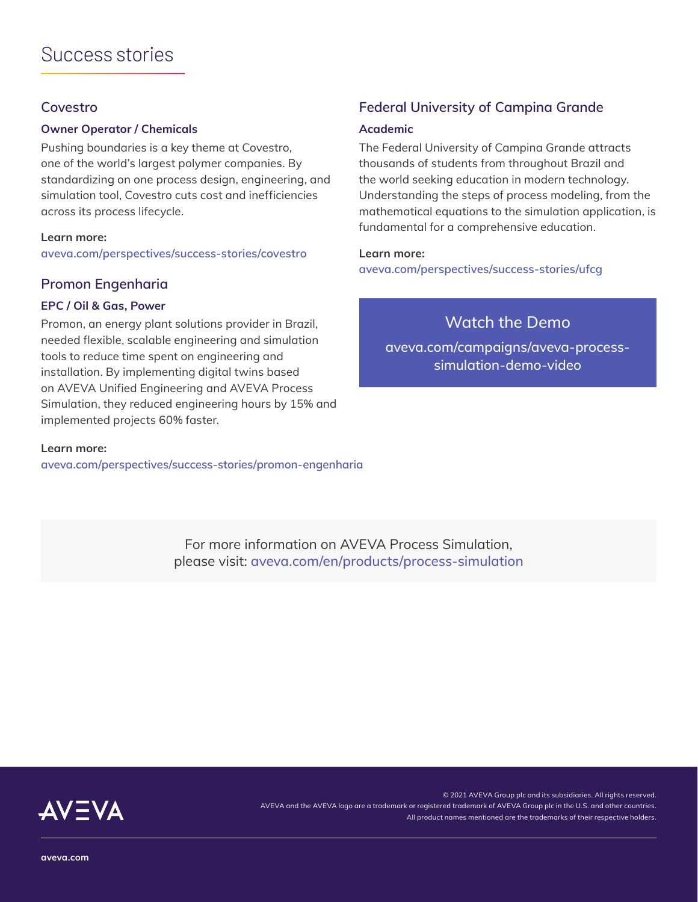# Success stories

## Covestro

**Owner Operator / Chemicals**

Pushing boundaries is a key theme at Covestro, one of the world's largest polymer companies. By standardizing on one process design, engineering, and simulation tool, Covestro cuts cost and inefficiencies across its process lifecycle.

**Learn more:**
aveva.com/perspectives/success-stories/covestro

## Promon Engenharia

**EPC / Oil & Gas, Power**

Promon, an energy plant solutions provider in Brazil, needed flexible, scalable engineering and simulation tools to reduce time spent on engineering and installation. By implementing digital twins based on AVEVA Unified Engineering and AVEVA Process Simulation, they reduced engineering hours by 15% and implemented projects 60% faster.

**Learn more:**
aveva.com/perspectives/success-stories/promon-engenharia

## Federal University of Campina Grande

**Academic**

The Federal University of Campina Grande attracts thousands of students from throughout Brazil and the world seeking education in modern technology. Understanding the steps of process modeling, from the mathematical equations to the simulation application, is fundamental for a comprehensive education.

**Learn more:**
aveva.com/perspectives/success-stories/ufcg

## Watch the Demo

aveva.com/campaigns/aveva-process-simulation-demo-video

For more information on AVEVA Process Simulation, please visit: aveva.com/en/products/process-simulation

AVEVA

© 2021 AVEVA Group plc and its subsidiaries. All rights reserved.
AVEVA and the AVEVA logo are a trademark or registered trademark of AVEVA Group plc in the U.S. and other countries.
All product names mentioned are the trademarks of their respective holders.

aveva.com